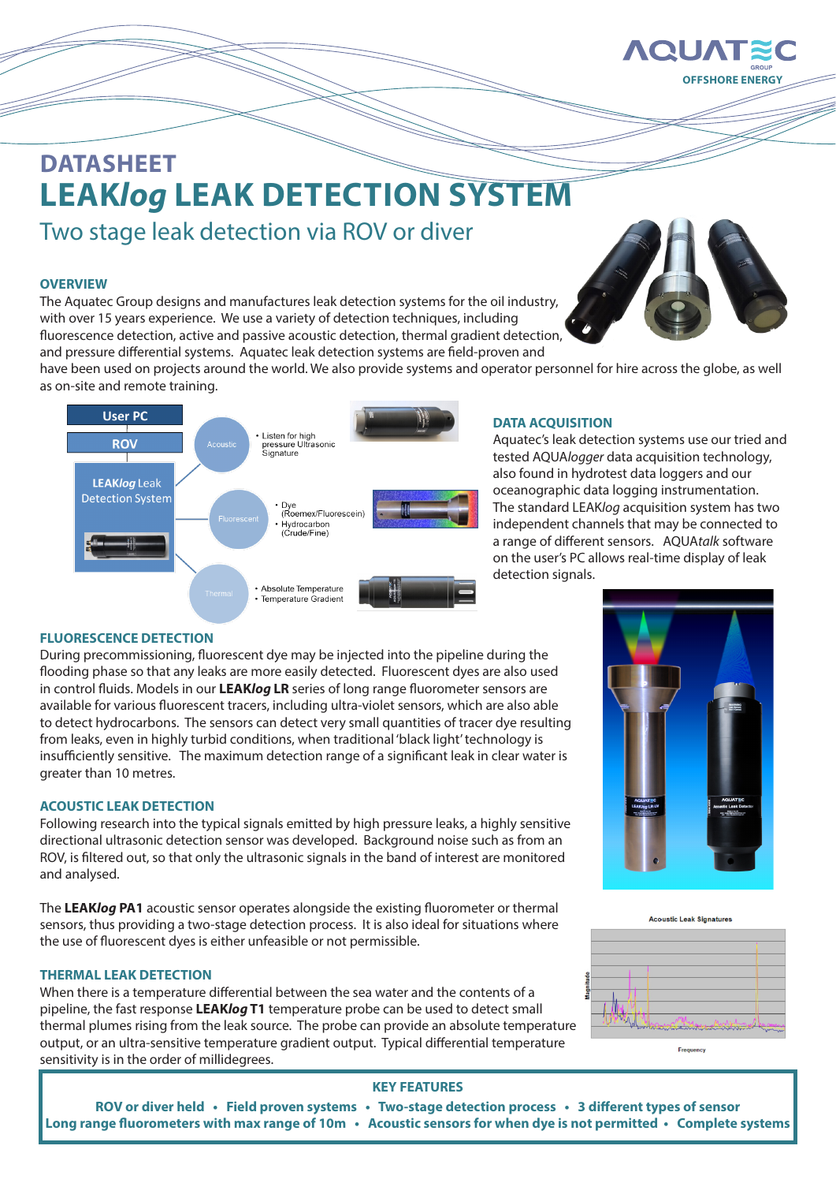# DATASHEET

# LEAK*log* LEAK DETECTION SYSTEM

## Two stage leak detection via ROV or diver

### OVERVIEW

The Aquatec Group designs and manufactures leak detection systems for the oil industry, with over 15 years experience. We use a variety of detection techniques, including fluorescence detection, active and passive acoustic detection, thermal gradient detection, and pressure differential systems. Aquatec leak detection systems are field-proven and have been used on projects around the world. We also provide systems and operator personnel for hire across the globe, as well as on-site and remote training.

User PC

ROV

LEAK*log* Leak Detection System

Acoustic
- Listen for high pressure Ultrasonic Signature

Fluorescent
- Dye (Roemex/Fluorescein)
- Hydrocarbon (Crude/Fine)

Thermal
- Absolute Temperature
- Temperature Gradient

### DATA ACQUISITION

Aquatec's leak detection systems use our tried and tested AQUA*logger* data acquisition technology, also found in hydrotest data loggers and our oceanographic data logging instrumentation. The standard LEAK*log* acquisition system has two independent channels that may be connected to a range of different sensors. AQUA*talk* software on the user's PC allows real-time display of leak detection signals.

### FLUORESCENCE DETECTION

During precommissioning, fluorescent dye may be injected into the pipeline during the flooding phase so that any leaks are more easily detected. Fluorescent dyes are also used in control fluids. Models in our **LEAK*log* LR** series of long range fluorometer sensors are available for various fluorescent tracers, including ultra-violet sensors, which are also able to detect hydrocarbons. The sensors can detect very small quantities of tracer dye resulting from leaks, even in highly turbid conditions, when traditional 'black light' technology is insufficiently sensitive. The maximum detection range of a significant leak in clear water is greater than 10 metres.

### ACOUSTIC LEAK DETECTION

Following research into the typical signals emitted by high pressure leaks, a highly sensitive directional ultrasonic detection sensor was developed. Background noise such as from an ROV, is filtered out, so that only the ultrasonic signals in the band of interest are monitored and analysed.

The **LEAK*log* PA1** acoustic sensor operates alongside the existing fluorometer or thermal sensors, thus providing a two-stage detection process. It is also ideal for situations where the use of fluorescent dyes is either unfeasible or not permissible.

Acoustic Leak Signatures

### THERMAL LEAK DETECTION

When there is a temperature differential between the sea water and the contents of a pipeline, the fast response **LEAK*log* T1** temperature probe can be used to detect small thermal plumes rising from the leak source. The probe can provide an absolute temperature output, or an ultra-sensitive temperature gradient output. Typical differential temperature sensitivity is in the order of millidegrees.

### KEY FEATURES

**ROV or diver held • Field proven systems • Two-stage detection process • 3 different types of sensor**
**Long range fluorometers with max range of 10m • Acoustic sensors for when dye is not permitted • Complete systems**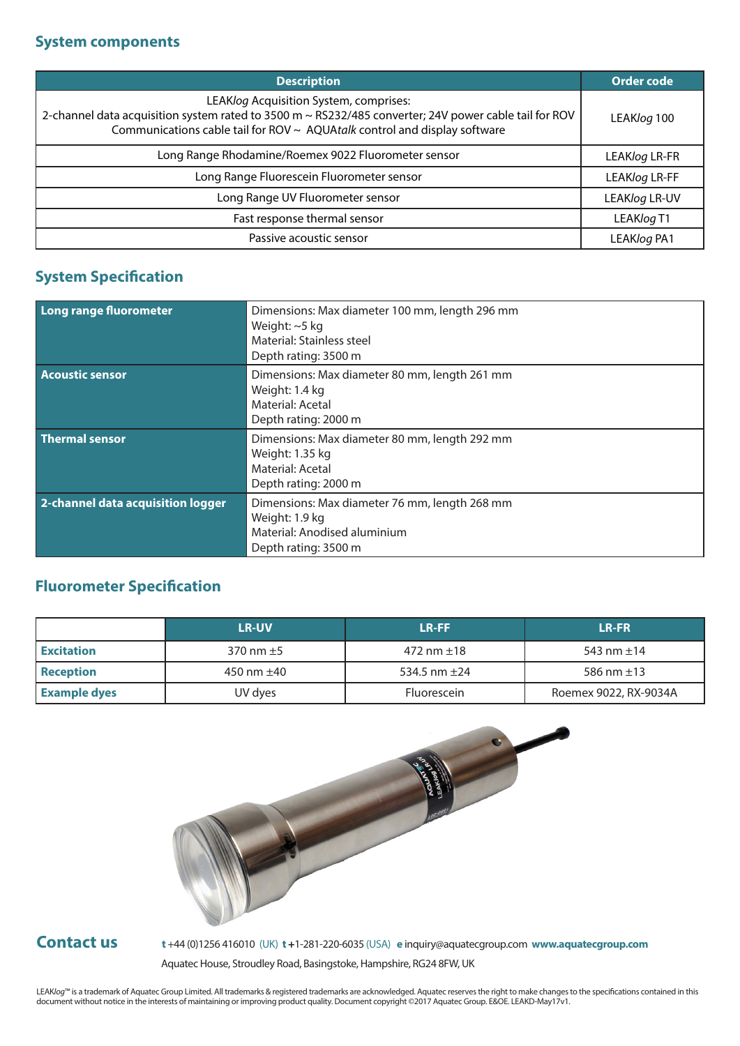## System components

| Description | Order code |
|---|---|
| LEAK*log* Acquisition System, comprises: 2-channel data acquisition system rated to 3500 m ~ RS232/485 converter; 24V power cable tail for ROV Communications cable tail for ROV ~ AQUA*talk* control and display software | LEAK*log* 100 |
| Long Range Rhodamine/Roemex 9022 Fluorometer sensor | LEAK*log* LR-FR |
| Long Range Fluorescein Fluorometer sensor | LEAK*log* LR-FF |
| Long Range UV Fluorometer sensor | LEAK*log* LR-UV |
| Fast response thermal sensor | LEAK*log* T1 |
| Passive acoustic sensor | LEAK*log* PA1 |

## System Specification

| | |
|---|---|
| **Long range fluorometer** | Dimensions: Max diameter 100 mm, length 296 mm<br>Weight: ~5 kg<br>Material: Stainless steel<br>Depth rating: 3500 m |
| **Acoustic sensor** | Dimensions: Max diameter 80 mm, length 261 mm<br>Weight: 1.4 kg<br>Material: Acetal<br>Depth rating: 2000 m |
| **Thermal sensor** | Dimensions: Max diameter 80 mm, length 292 mm<br>Weight: 1.35 kg<br>Material: Acetal<br>Depth rating: 2000 m |
| **2-channel data acquisition logger** | Dimensions: Max diameter 76 mm, length 268 mm<br>Weight: 1.9 kg<br>Material: Anodised aluminium<br>Depth rating: 3500 m |

## Fluorometer Specification

| | LR-UV | LR-FF | LR-FR |
|---|---|---|---|
| **Excitation** | 370 nm ±5 | 472 nm ±18 | 543 nm ±14 |
| **Reception** | 450 nm ±40 | 534.5 nm ±24 | 586 nm ±13 |
| **Example dyes** | UV dyes | Fluorescein | Roemex 9022, RX-9034A |

## Contact us

**t** +44 (0)1256 416010 (UK) **t** +1-281-220-6035 (USA) **e** inquiry@aquatecgroup.com **www.aquatecgroup.com**

Aquatec House, Stroudley Road, Basingstoke, Hampshire, RG24 8FW, UK

LEAK*log*™ is a trademark of Aquatec Group Limited. All trademarks & registered trademarks are acknowledged. Aquatec reserves the right to make changes to the specifications contained in this document without notice in the interests of maintaining or improving product quality. Document copyright ©2017 Aquatec Group. E&OE. LEAKD-May17v1.